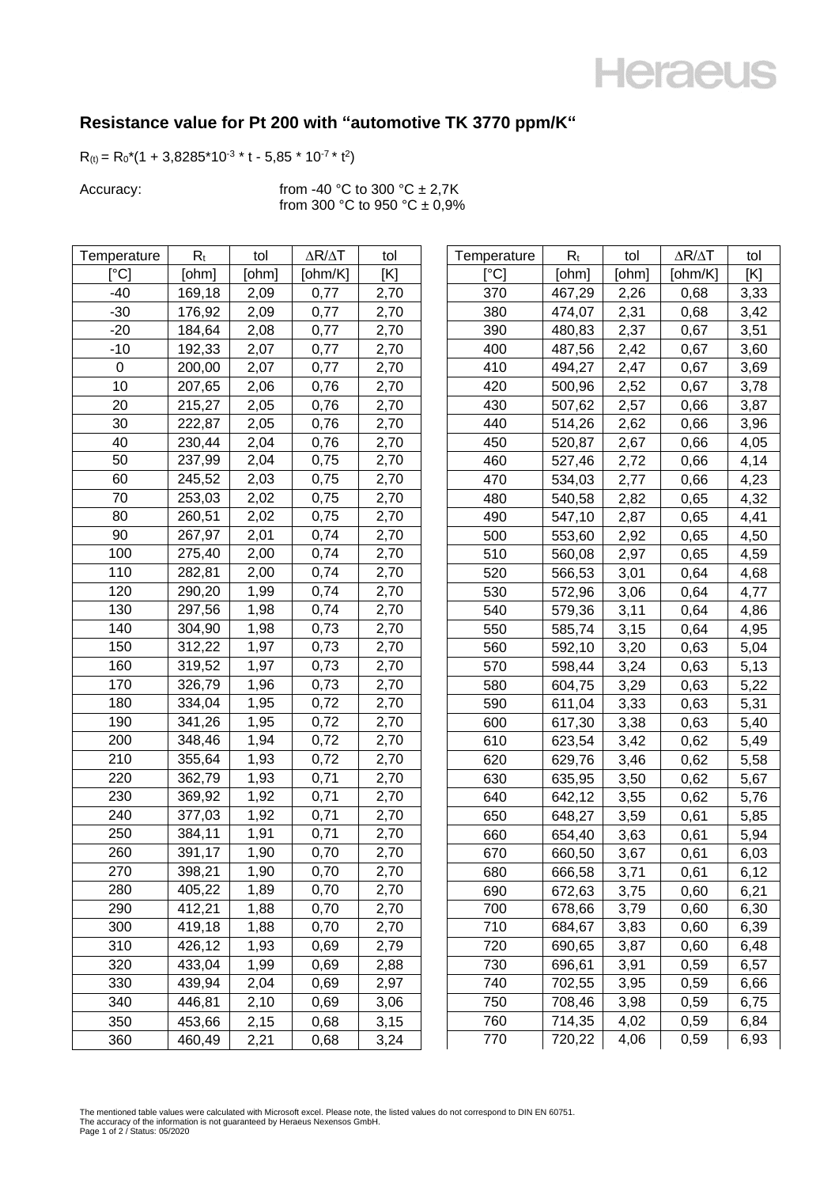# Resistance value for Pt 200 with "automotive TK 3770 ppm/K"

$R_{(t)} = R_0*(1 + 3{,}8285*10^{-3} * t - 5{,}85 * 10^{-7} * t^2)$

Accuracy: from -40 °C to 300 °C ± 2,7K
from 300 °C to 950 °C ± 0,9%

| Temperature | $R_t$ | tol | $\Delta R/\Delta T$ | tol |
|---|---|---|---|---|
| [°C] | [ohm] | [ohm] | [ohm/K] | [K] |
| -40 | 169,18 | 2,09 | 0,77 | 2,70 |
| -30 | 176,92 | 2,09 | 0,77 | 2,70 |
| -20 | 184,64 | 2,08 | 0,77 | 2,70 |
| -10 | 192,33 | 2,07 | 0,77 | 2,70 |
| 0 | 200,00 | 2,07 | 0,77 | 2,70 |
| 10 | 207,65 | 2,06 | 0,76 | 2,70 |
| 20 | 215,27 | 2,05 | 0,76 | 2,70 |
| 30 | 222,87 | 2,05 | 0,76 | 2,70 |
| 40 | 230,44 | 2,04 | 0,76 | 2,70 |
| 50 | 237,99 | 2,04 | 0,75 | 2,70 |
| 60 | 245,52 | 2,03 | 0,75 | 2,70 |
| 70 | 253,03 | 2,02 | 0,75 | 2,70 |
| 80 | 260,51 | 2,02 | 0,75 | 2,70 |
| 90 | 267,97 | 2,01 | 0,74 | 2,70 |
| 100 | 275,40 | 2,00 | 0,74 | 2,70 |
| 110 | 282,81 | 2,00 | 0,74 | 2,70 |
| 120 | 290,20 | 1,99 | 0,74 | 2,70 |
| 130 | 297,56 | 1,98 | 0,74 | 2,70 |
| 140 | 304,90 | 1,98 | 0,73 | 2,70 |
| 150 | 312,22 | 1,97 | 0,73 | 2,70 |
| 160 | 319,52 | 1,97 | 0,73 | 2,70 |
| 170 | 326,79 | 1,96 | 0,73 | 2,70 |
| 180 | 334,04 | 1,95 | 0,72 | 2,70 |
| 190 | 341,26 | 1,95 | 0,72 | 2,70 |
| 200 | 348,46 | 1,94 | 0,72 | 2,70 |
| 210 | 355,64 | 1,93 | 0,72 | 2,70 |
| 220 | 362,79 | 1,93 | 0,71 | 2,70 |
| 230 | 369,92 | 1,92 | 0,71 | 2,70 |
| 240 | 377,03 | 1,92 | 0,71 | 2,70 |
| 250 | 384,11 | 1,91 | 0,71 | 2,70 |
| 260 | 391,17 | 1,90 | 0,70 | 2,70 |
| 270 | 398,21 | 1,90 | 0,70 | 2,70 |
| 280 | 405,22 | 1,89 | 0,70 | 2,70 |
| 290 | 412,21 | 1,88 | 0,70 | 2,70 |
| 300 | 419,18 | 1,88 | 0,70 | 2,70 |
| 310 | 426,12 | 1,93 | 0,69 | 2,79 |
| 320 | 433,04 | 1,99 | 0,69 | 2,88 |
| 330 | 439,94 | 2,04 | 0,69 | 2,97 |
| 340 | 446,81 | 2,10 | 0,69 | 3,06 |
| 350 | 453,66 | 2,15 | 0,68 | 3,15 |
| 360 | 460,49 | 2,21 | 0,68 | 3,24 |
| 370 | 467,29 | 2,26 | 0,68 | 3,33 |
| 380 | 474,07 | 2,31 | 0,68 | 3,42 |
| 390 | 480,83 | 2,37 | 0,67 | 3,51 |
| 400 | 487,56 | 2,42 | 0,67 | 3,60 |
| 410 | 494,27 | 2,47 | 0,67 | 3,69 |
| 420 | 500,96 | 2,52 | 0,67 | 3,78 |
| 430 | 507,62 | 2,57 | 0,66 | 3,87 |
| 440 | 514,26 | 2,62 | 0,66 | 3,96 |
| 450 | 520,87 | 2,67 | 0,66 | 4,05 |
| 460 | 527,46 | 2,72 | 0,66 | 4,14 |
| 470 | 534,03 | 2,77 | 0,66 | 4,23 |
| 480 | 540,58 | 2,82 | 0,65 | 4,32 |
| 490 | 547,10 | 2,87 | 0,65 | 4,41 |
| 500 | 553,60 | 2,92 | 0,65 | 4,50 |
| 510 | 560,08 | 2,97 | 0,65 | 4,59 |
| 520 | 566,53 | 3,01 | 0,64 | 4,68 |
| 530 | 572,96 | 3,06 | 0,64 | 4,77 |
| 540 | 579,36 | 3,11 | 0,64 | 4,86 |
| 550 | 585,74 | 3,15 | 0,64 | 4,95 |
| 560 | 592,10 | 3,20 | 0,63 | 5,04 |
| 570 | 598,44 | 3,24 | 0,63 | 5,13 |
| 580 | 604,75 | 3,29 | 0,63 | 5,22 |
| 590 | 611,04 | 3,33 | 0,63 | 5,31 |
| 600 | 617,30 | 3,38 | 0,63 | 5,40 |
| 610 | 623,54 | 3,42 | 0,62 | 5,49 |
| 620 | 629,76 | 3,46 | 0,62 | 5,58 |
| 630 | 635,95 | 3,50 | 0,62 | 5,67 |
| 640 | 642,12 | 3,55 | 0,62 | 5,76 |
| 650 | 648,27 | 3,59 | 0,61 | 5,85 |
| 660 | 654,40 | 3,63 | 0,61 | 5,94 |
| 670 | 660,50 | 3,67 | 0,61 | 6,03 |
| 680 | 666,58 | 3,71 | 0,61 | 6,12 |
| 690 | 672,63 | 3,75 | 0,60 | 6,21 |
| 700 | 678,66 | 3,79 | 0,60 | 6,30 |
| 710 | 684,67 | 3,83 | 0,60 | 6,39 |
| 720 | 690,65 | 3,87 | 0,60 | 6,48 |
| 730 | 696,61 | 3,91 | 0,59 | 6,57 |
| 740 | 702,55 | 3,95 | 0,59 | 6,66 |
| 750 | 708,46 | 3,98 | 0,59 | 6,75 |
| 760 | 714,35 | 4,02 | 0,59 | 6,84 |
| 770 | 720,22 | 4,06 | 0,59 | 6,93 |

The mentioned table values were calculated with Microsoft excel. Please note, the listed values do not correspond to DIN EN 60751.
The accuracy of the information is not guaranteed by Heraeus Nexensos GmbH.
Status: 05/2020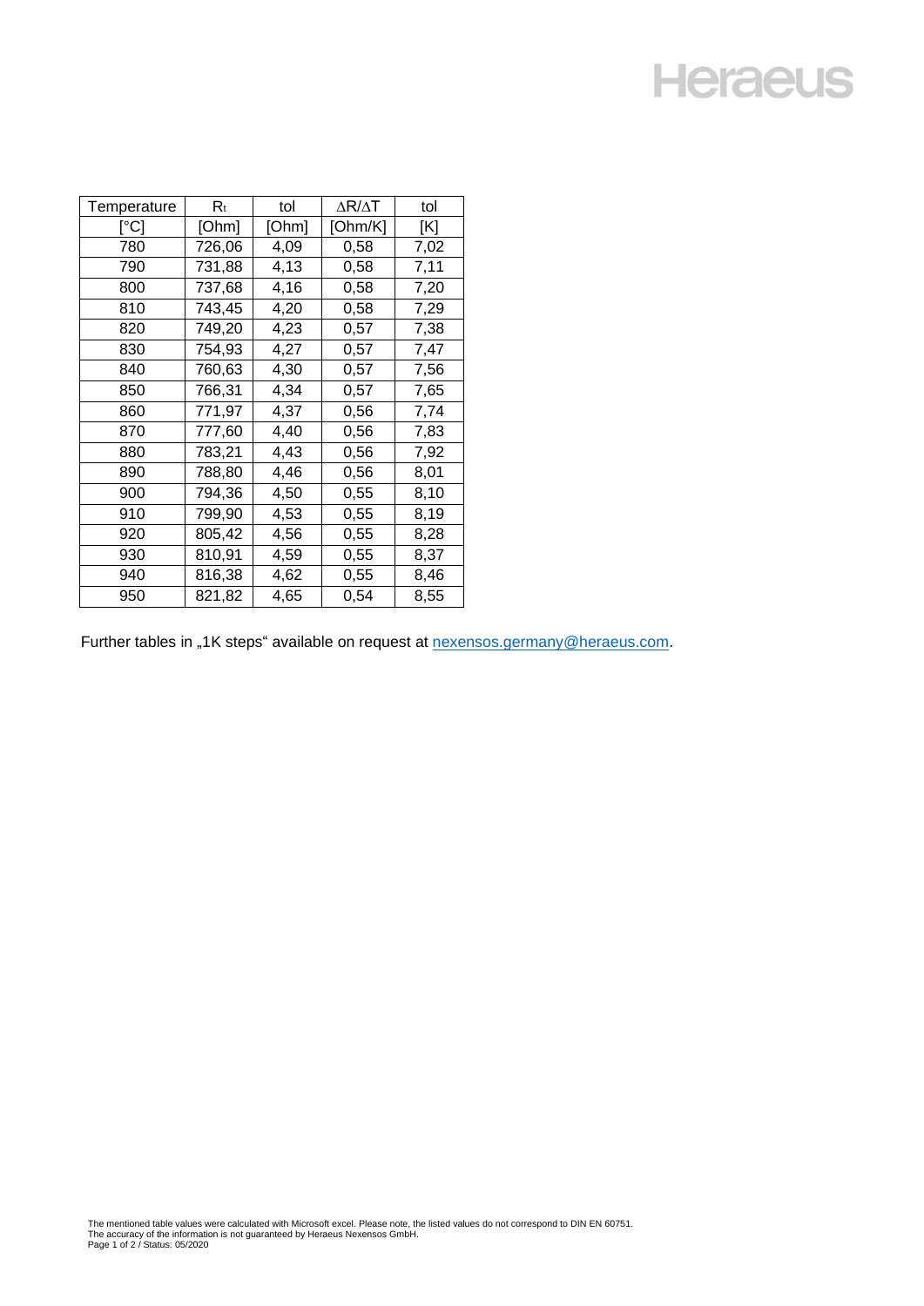| Temperature | $R_t$ | tol | $\Delta R/\Delta T$ | tol |
|---|---|---|---|---|
| [°C] | [Ohm] | [Ohm] | [Ohm/K] | [K] |
| 780 | 726,06 | 4,09 | 0,58 | 7,02 |
| 790 | 731,88 | 4,13 | 0,58 | 7,11 |
| 800 | 737,68 | 4,16 | 0,58 | 7,20 |
| 810 | 743,45 | 4,20 | 0,58 | 7,29 |
| 820 | 749,20 | 4,23 | 0,57 | 7,38 |
| 830 | 754,93 | 4,27 | 0,57 | 7,47 |
| 840 | 760,63 | 4,30 | 0,57 | 7,56 |
| 850 | 766,31 | 4,34 | 0,57 | 7,65 |
| 860 | 771,97 | 4,37 | 0,56 | 7,74 |
| 870 | 777,60 | 4,40 | 0,56 | 7,83 |
| 880 | 783,21 | 4,43 | 0,56 | 7,92 |
| 890 | 788,80 | 4,46 | 0,56 | 8,01 |
| 900 | 794,36 | 4,50 | 0,55 | 8,10 |
| 910 | 799,90 | 4,53 | 0,55 | 8,19 |
| 920 | 805,42 | 4,56 | 0,55 | 8,28 |
| 930 | 810,91 | 4,59 | 0,55 | 8,37 |
| 940 | 816,38 | 4,62 | 0,55 | 8,46 |
| 950 | 821,82 | 4,65 | 0,54 | 8,55 |

Further tables in „1K steps" available on request at nexensos.germany@heraeus.com.

The mentioned table values were calculated with Microsoft excel. Please note, the listed values do not correspond to DIN EN 60751.
The accuracy of the information is not guaranteed by Heraeus Nexensos GmbH.
Status: 05/2020